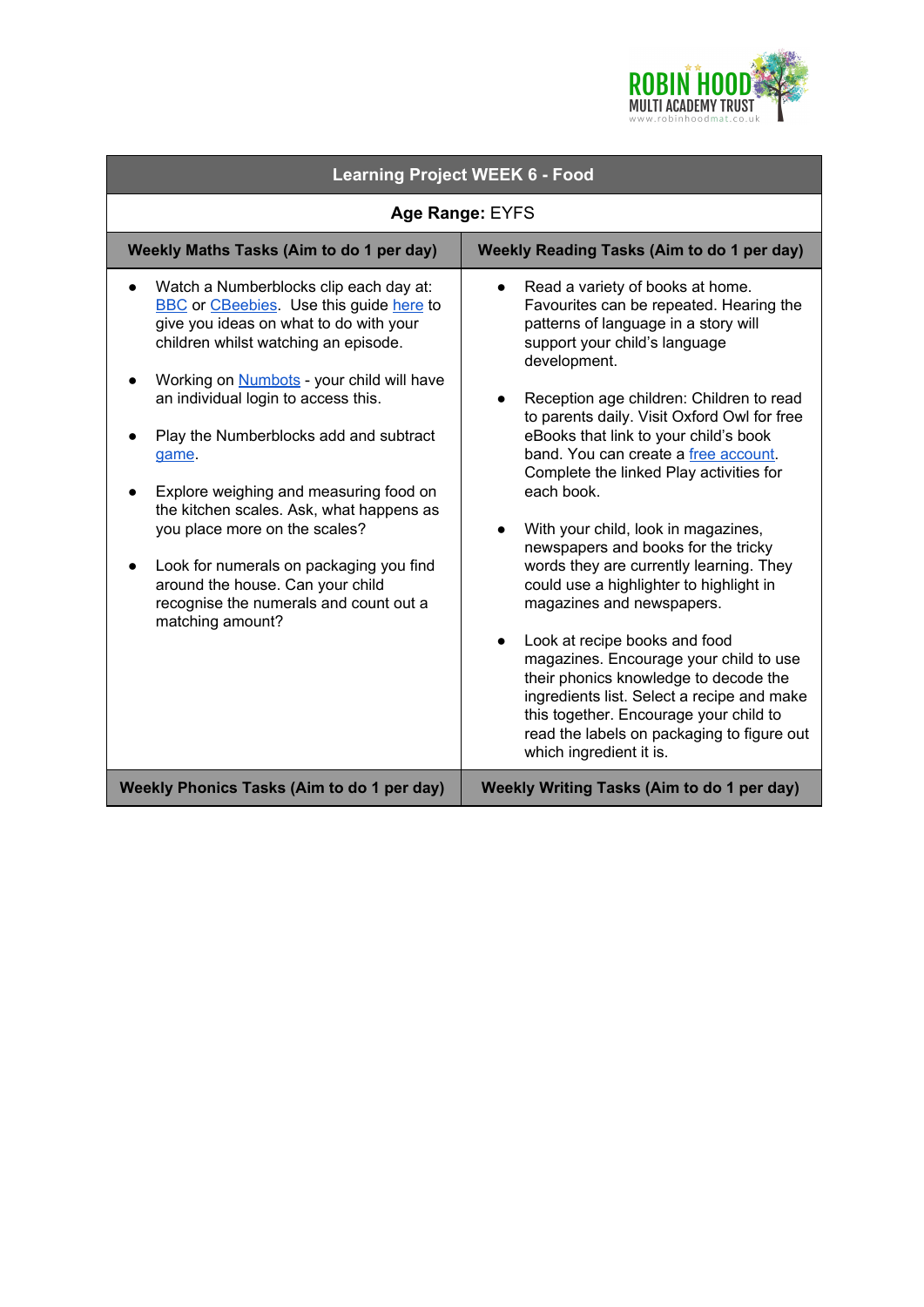ROBIN HOOD MULTI ACADEMY TRUST
www.robinhoodmat.co.uk

| Learning Project WEEK 6 - Food | |
|---|---|
| **Age Range:** EYFS | |
| **Weekly Maths Tasks (Aim to do 1 per day)** | **Weekly Reading Tasks (Aim to do 1 per day)** |
| • Watch a Numberblocks clip each day at: BBC or CBeebies. Use this guide here to give you ideas on what to do with your children whilst watching an episode.<br><br>• Working on Numbots - your child will have an individual login to access this.<br><br>• Play the Numberblocks add and subtract game.<br><br>• Explore weighing and measuring food on the kitchen scales. Ask, what happens as you place more on the scales?<br><br>• Look for numerals on packaging you find around the house. Can your child recognise the numerals and count out a matching amount? | • Read a variety of books at home. Favourites can be repeated. Hearing the patterns of language in a story will support your child's language development.<br><br>• Reception age children: Children to read to parents daily. Visit Oxford Owl for free eBooks that link to your child's book band. You can create a free account. Complete the linked Play activities for each book.<br><br>• With your child, look in magazines, newspapers and books for the tricky words they are currently learning. They could use a highlighter to highlight in magazines and newspapers.<br><br>• Look at recipe books and food magazines. Encourage your child to use their phonics knowledge to decode the ingredients list. Select a recipe and make this together. Encourage your child to read the labels on packaging to figure out which ingredient it is. |
| **Weekly Phonics Tasks (Aim to do 1 per day)** | **Weekly Writing Tasks (Aim to do 1 per day)** |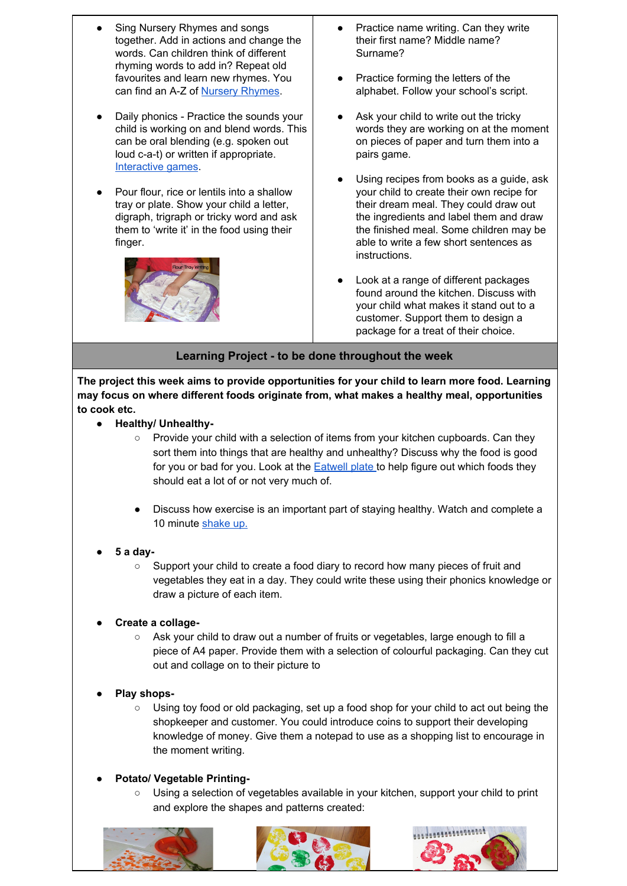- Sing Nursery Rhymes and songs together. Add in actions and change the words. Can children think of different rhyming words to add in? Repeat old favourites and learn new rhymes. You can find an A-Z of Nursery Rhymes.

- Daily phonics - Practice the sounds your child is working on and blend words. This can be oral blending (e.g. spoken out loud c-a-t) or written if appropriate. Interactive games.

- Pour flour, rice or lentils into a shallow tray or plate. Show your child a letter, digraph, trigraph or tricky word and ask them to 'write it' in the food using their finger.

- Practice name writing. Can they write their first name? Middle name? Surname?

- Practice forming the letters of the alphabet. Follow your school's script.

- Ask your child to write out the tricky words they are working on at the moment on pieces of paper and turn them into a pairs game.

- Using recipes from books as a guide, ask your child to create their own recipe for their dream meal. They could draw out the ingredients and label them and draw the finished meal. Some children may be able to write a few short sentences as instructions.

- Look at a range of different packages found around the kitchen. Discuss with your child what makes it stand out to a customer. Support them to design a package for a treat of their choice.

## Learning Project - to be done throughout the week

**The project this week aims to provide opportunities for your child to learn more food. Learning may focus on where different foods originate from, what makes a healthy meal, opportunities to cook etc.**

- **Healthy/ Unhealthy-**
  - Provide your child with a selection of items from your kitchen cupboards. Can they sort them into things that are healthy and unhealthy? Discuss why the food is good for you or bad for you. Look at the Eatwell plate to help figure out which foods they should eat a lot of or not very much of.
  - Discuss how exercise is an important part of staying healthy. Watch and complete a 10 minute shake up.
- **5 a day-**
  - Support your child to create a food diary to record how many pieces of fruit and vegetables they eat in a day. They could write these using their phonics knowledge or draw a picture of each item.
- **Create a collage-**
  - Ask your child to draw out a number of fruits or vegetables, large enough to fill a piece of A4 paper. Provide them with a selection of colourful packaging. Can they cut out and collage on to their picture to
- **Play shops-**
  - Using toy food or old packaging, set up a food shop for your child to act out being the shopkeeper and customer. You could introduce coins to support their developing knowledge of money. Give them a notepad to use as a shopping list to encourage in the moment writing.
- **Potato/ Vegetable Printing-**
  - Using a selection of vegetables available in your kitchen, support your child to print and explore the shapes and patterns created: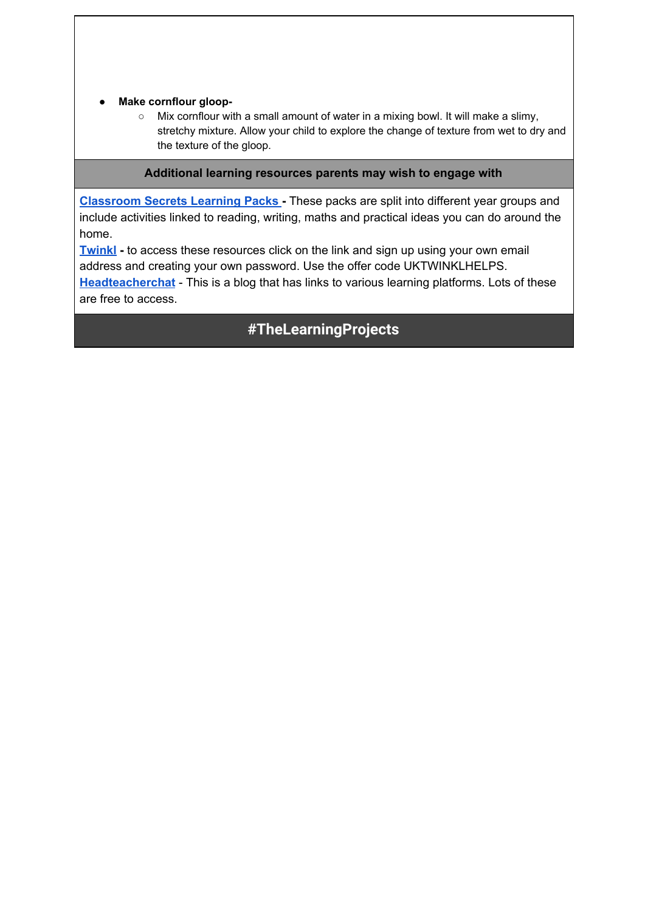- **Make cornflour gloop-**
  - Mix cornflour with a small amount of water in a mixing bowl. It will make a slimy, stretchy mixture. Allow your child to explore the change of texture from wet to dry and the texture of the gloop.

## Additional learning resources parents may wish to engage with

**Classroom Secrets Learning Packs -** These packs are split into different year groups and include activities linked to reading, writing, maths and practical ideas you can do around the home.
**Twinkl -** to access these resources click on the link and sign up using your own email address and creating your own password. Use the offer code UKTWINKLHELPS.
**Headteacherchat** - This is a blog that has links to various learning platforms. Lots of these are free to access.

**#TheLearningProjects**